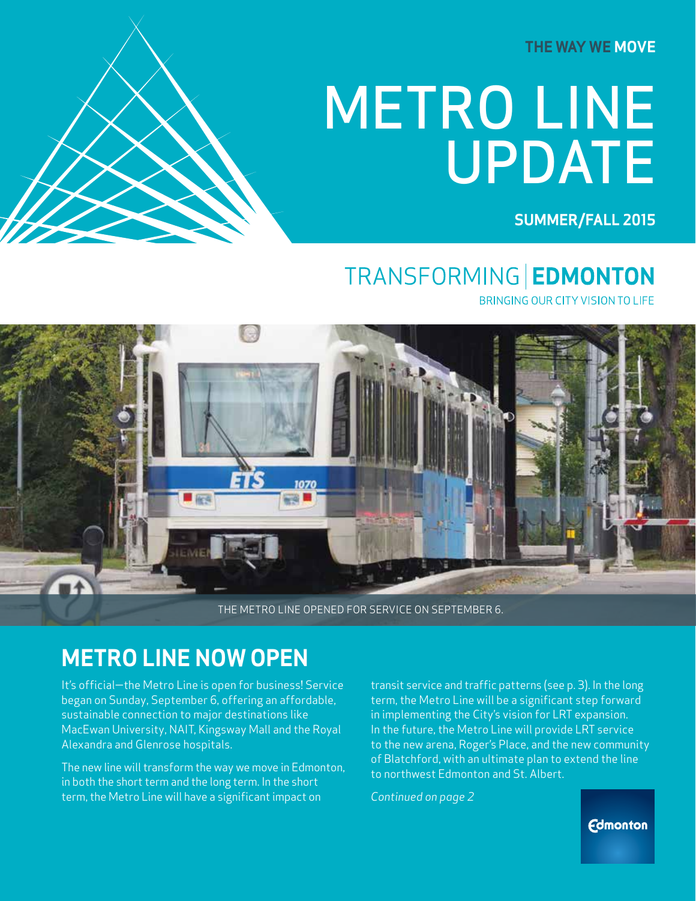THE WAY WE MOVE

# METRO LINE UPDATE

**SUMMER/FALL 2015**

TRANSFORMING | **EDMONTON**

BRINGING OUR CITY VISION TO LIFE

THE METRO LINE OPENED FOR SERVICE ON SEPTEMBER 6.

## METRO LINE NOW OPEN

It's official—the Metro Line is open for business! Service began on Sunday, September 6, offering an affordable, sustainable connection to major destinations like MacEwan University, NAIT, Kingsway Mall and the Royal Alexandra and Glenrose hospitals.

The new line will transform the way we move in Edmonton, in both the short term and the long term. In the short term, the Metro Line will have a significant impact on transit service and traffic patterns (see p. 3). In the long term, the Metro Line will be a significant step forward in implementing the City's vision for LRT expansion. In the future, the Metro Line will provide LRT service to the new arena, Roger's Place, and the new community of Blatchford, with an ultimate plan to extend the line to northwest Edmonton and St. Albert.

*Continued on page 2*

Edmonton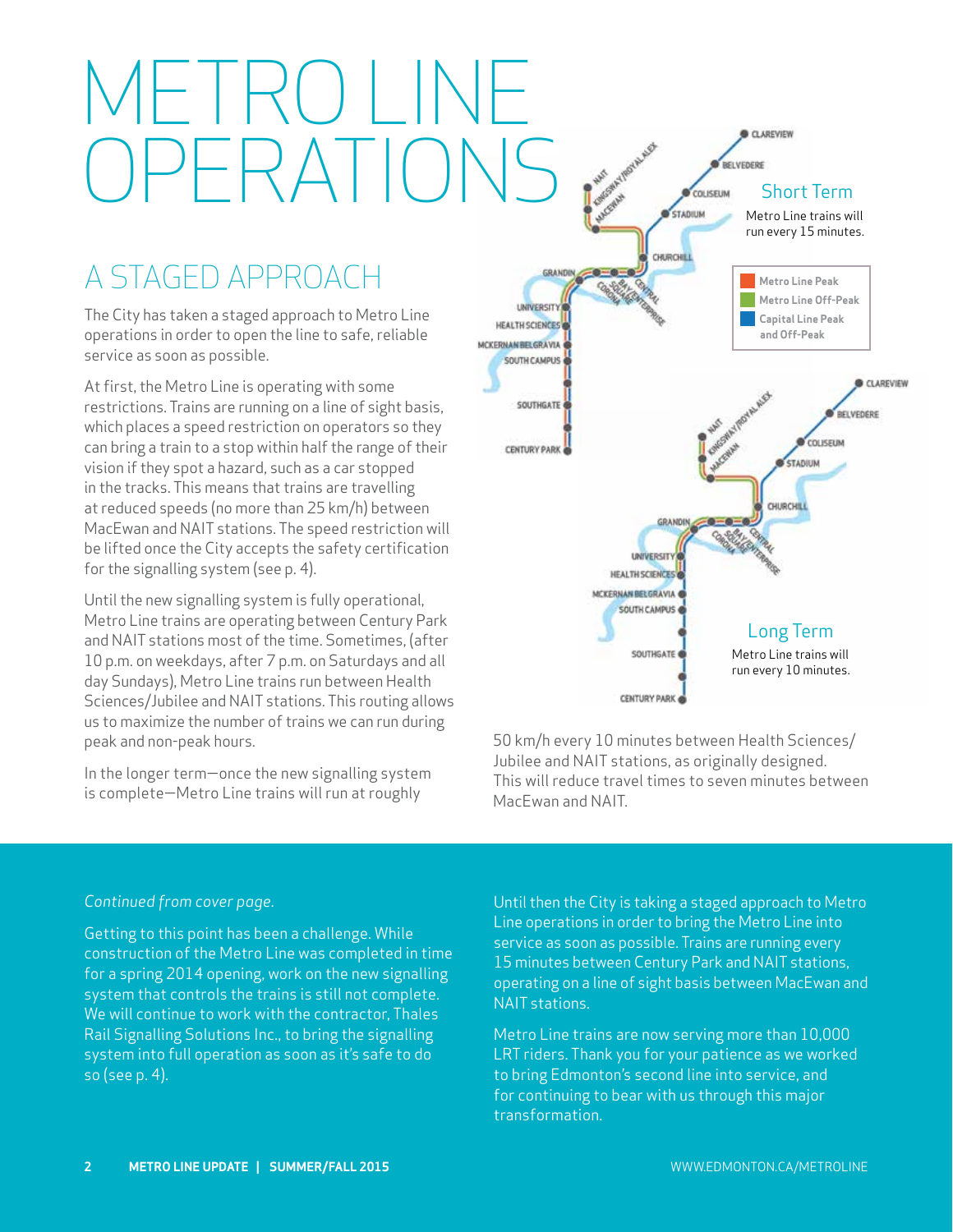# METRO LINE OPERATIONS

## A STAGED APPROACH

The City has taken a staged approach to Metro Line operations in order to open the line to safe, reliable service as soon as possible.

At first, the Metro Line is operating with some restrictions. Trains are running on a line of sight basis, which places a speed restriction on operators so they can bring a train to a stop within half the range of their vision if they spot a hazard, such as a car stopped in the tracks. This means that trains are travelling at reduced speeds (no more than 25 km/h) between MacEwan and NAIT stations. The speed restriction will be lifted once the City accepts the safety certification for the signalling system (see p. 4).

Until the new signalling system is fully operational, Metro Line trains are operating between Century Park and NAIT stations most of the time. Sometimes, (after 10 p.m. on weekdays, after 7 p.m. on Saturdays and all day Sundays), Metro Line trains run between Health Sciences/Jubilee and NAIT stations. This routing allows us to maximize the number of trains we can run during peak and non-peak hours.

In the longer term—once the new signalling system is complete—Metro Line trains will run at roughly 50 km/h every 10 minutes between Health Sciences/Jubilee and NAIT stations, as originally designed. This will reduce travel times to seven minutes between MacEwan and NAIT.

**Short Term**

Metro Line trains will run every 15 minutes.

- Metro Line Peak
- Metro Line Off-Peak
- Capital Line Peak and Off-Peak

**Long Term**

Metro Line trains will run every 10 minutes.

*Continued from cover page.*

Getting to this point has been a challenge. While construction of the Metro Line was completed in time for a spring 2014 opening, work on the new signalling system that controls the trains is still not complete. We will continue to work with the contractor, Thales Rail Signalling Solutions Inc., to bring the signalling system into full operation as soon as it's safe to do so (see p. 4).

Until then the City is taking a staged approach to Metro Line operations in order to bring the Metro Line into service as soon as possible. Trains are running every 15 minutes between Century Park and NAIT stations, operating on a line of sight basis between MacEwan and NAIT stations.

Metro Line trains are now serving more than 10,000 LRT riders. Thank you for your patience as we worked to bring Edmonton's second line into service, and for continuing to bear with us through this major transformation.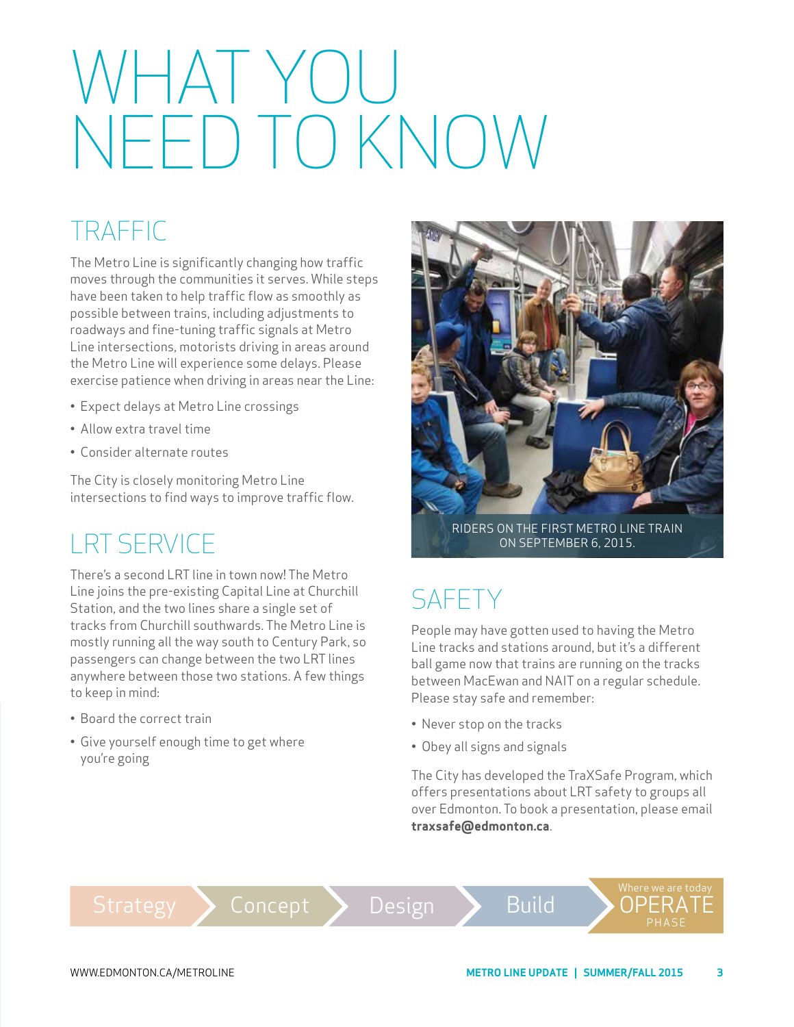# WHAT YOU NEED TO KNOW

## TRAFFIC

The Metro Line is significantly changing how traffic moves through the communities it serves. While steps have been taken to help traffic flow as smoothly as possible between trains, including adjustments to roadways and fine-tuning traffic signals at Metro Line intersections, motorists driving in areas around the Metro Line will experience some delays. Please exercise patience when driving in areas near the Line:

- Expect delays at Metro Line crossings
- Allow extra travel time
- Consider alternate routes

The City is closely monitoring Metro Line intersections to find ways to improve traffic flow.

## LRT SERVICE

There's a second LRT line in town now! The Metro Line joins the pre-existing Capital Line at Churchill Station, and the two lines share a single set of tracks from Churchill southwards. The Metro Line is mostly running all the way south to Century Park, so passengers can change between the two LRT lines anywhere between those two stations. A few things to keep in mind:

- Board the correct train
- Give yourself enough time to get where you're going

RIDERS ON THE FIRST METRO LINE TRAIN ON SEPTEMBER 6, 2015.

## SAFETY

People may have gotten used to having the Metro Line tracks and stations around, but it's a different ball game now that trains are running on the tracks between MacEwan and NAIT on a regular schedule. Please stay safe and remember:

- Never stop on the tracks
- Obey all signs and signals

The City has developed the TraXSafe Program, which offers presentations about LRT safety to groups all over Edmonton. To book a presentation, please email **traxsafe@edmonton.ca**.

Strategy › Concept › Design › Build › Where we are today OPERATE PHASE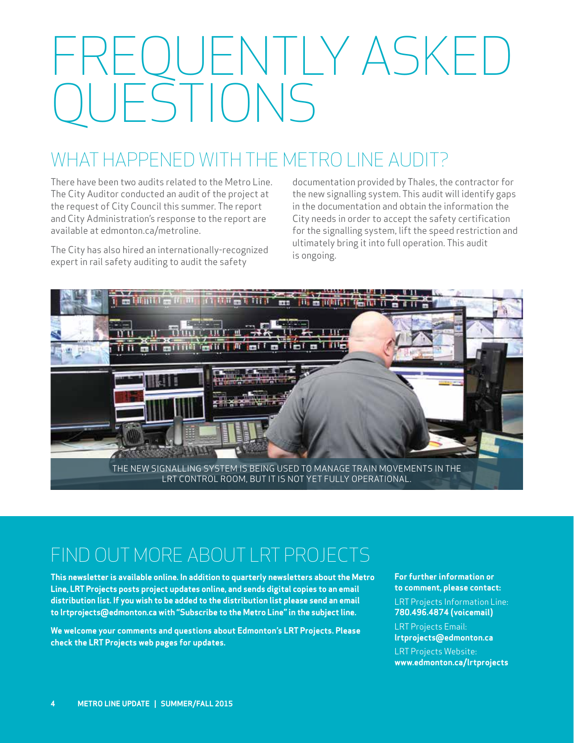# FREQUENTLY ASKED QUESTIONS

## WHAT HAPPENED WITH THE METRO LINE AUDIT?

There have been two audits related to the Metro Line. The City Auditor conducted an audit of the project at the request of City Council this summer. The report and City Administration's response to the report are available at edmonton.ca/metroline.

The City has also hired an internationally-recognized expert in rail safety auditing to audit the safety documentation provided by Thales, the contractor for the new signalling system. This audit will identify gaps in the documentation and obtain the information the City needs in order to accept the safety certification for the signalling system, lift the speed restriction and ultimately bring it into full operation. This audit is ongoing.

THE NEW SIGNALLING SYSTEM IS BEING USED TO MANAGE TRAIN MOVEMENTS IN THE LRT CONTROL ROOM, BUT IT IS NOT YET FULLY OPERATIONAL.

## FIND OUT MORE ABOUT LRT PROJECTS

**This newsletter is available online. In addition to quarterly newsletters about the Metro Line, LRT Projects posts project updates online, and sends digital copies to an email distribution list. If you wish to be added to the distribution list please send an email to lrtprojects@edmonton.ca with "Subscribe to the Metro Line" in the subject line.**

**We welcome your comments and questions about Edmonton's LRT Projects. Please check the LRT Projects web pages for updates.**

**For further information or to comment, please contact:**

LRT Projects Information Line:
**780.496.4874 (voicemail)**

LRT Projects Email:
**lrtprojects@edmonton.ca**

LRT Projects Website:
**www.edmonton.ca/lrtprojects**